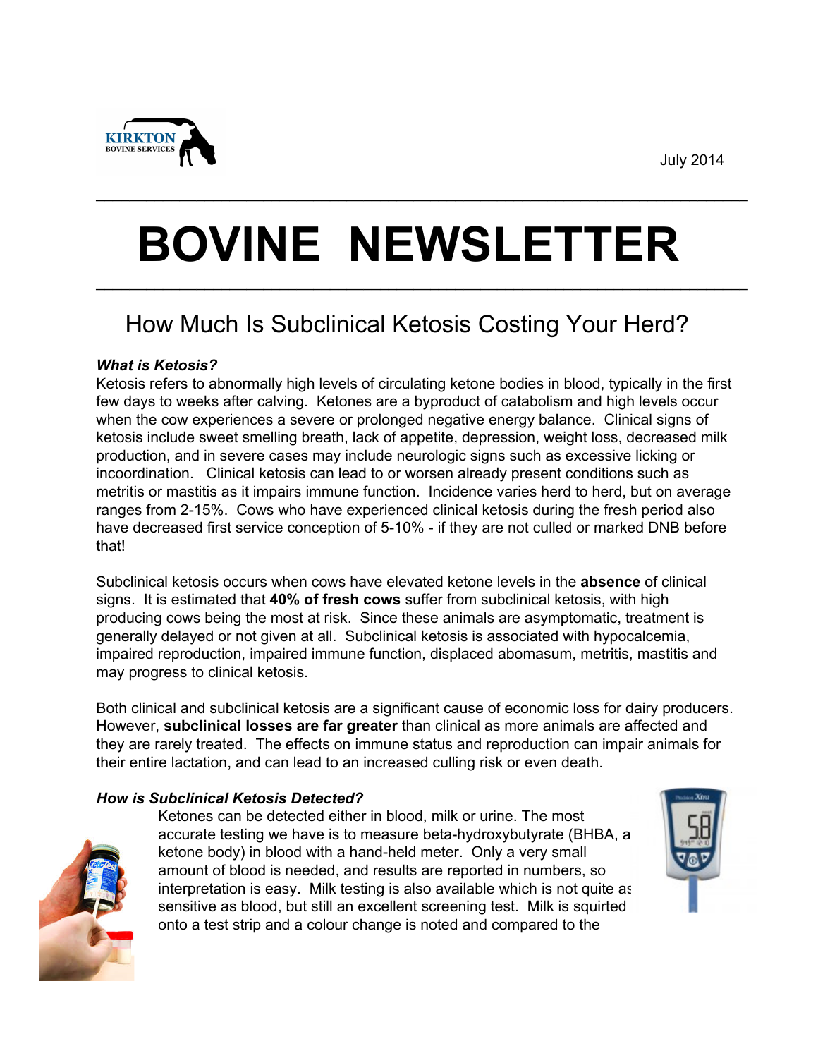KIRKTON BOVINE SERVICES

July 2014

# BOVINE NEWSLETTER

## How Much Is Subclinical Ketosis Costing Your Herd?

***What is Ketosis?***

Ketosis refers to abnormally high levels of circulating ketone bodies in blood, typically in the first few days to weeks after calving. Ketones are a byproduct of catabolism and high levels occur when the cow experiences a severe or prolonged negative energy balance. Clinical signs of ketosis include sweet smelling breath, lack of appetite, depression, weight loss, decreased milk production, and in severe cases may include neurologic signs such as excessive licking or incoordination. Clinical ketosis can lead to or worsen already present conditions such as metritis or mastitis as it impairs immune function. Incidence varies herd to herd, but on average ranges from 2-15%. Cows who have experienced clinical ketosis during the fresh period also have decreased first service conception of 5-10% - if they are not culled or marked DNB before that!

Subclinical ketosis occurs when cows have elevated ketone levels in the **absence** of clinical signs. It is estimated that **40% of fresh cows** suffer from subclinical ketosis, with high producing cows being the most at risk. Since these animals are asymptomatic, treatment is generally delayed or not given at all. Subclinical ketosis is associated with hypocalcemia, impaired reproduction, impaired immune function, displaced abomasum, metritis, mastitis and may progress to clinical ketosis.

Both clinical and subclinical ketosis are a significant cause of economic loss for dairy producers. However, **subclinical losses are far greater** than clinical as more animals are affected and they are rarely treated. The effects on immune status and reproduction can impair animals for their entire lactation, and can lead to an increased culling risk or even death.

***How is Subclinical Ketosis Detected?***

Ketones can be detected either in blood, milk or urine. The most accurate testing we have is to measure beta-hydroxybutyrate (BHBA, a ketone body) in blood with a hand-held meter. Only a very small amount of blood is needed, and results are reported in numbers, so interpretation is easy. Milk testing is also available which is not quite as sensitive as blood, but still an excellent screening test. Milk is squirted onto a test strip and a colour change is noted and compared to the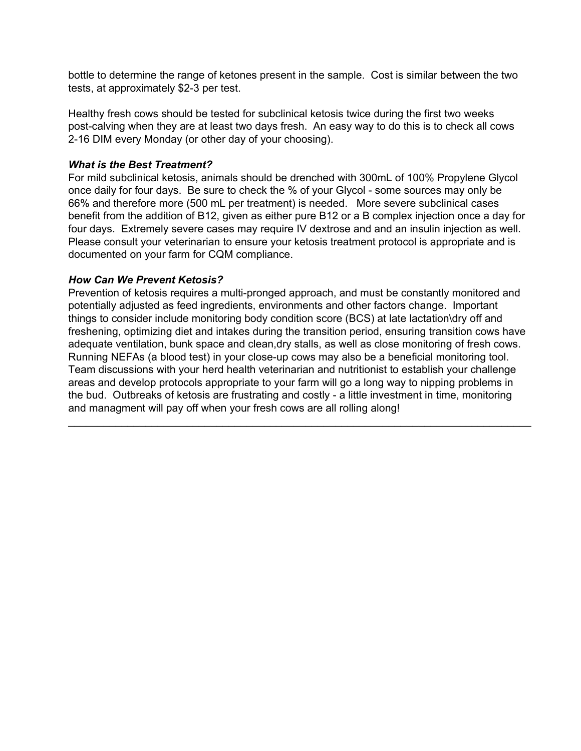bottle to determine the range of ketones present in the sample. Cost is similar between the two tests, at approximately $2-3 per test.

Healthy fresh cows should be tested for subclinical ketosis twice during the first two weeks post-calving when they are at least two days fresh. An easy way to do this is to check all cows 2-16 DIM every Monday (or other day of your choosing).

***What is the Best Treatment?***

For mild subclinical ketosis, animals should be drenched with 300mL of 100% Propylene Glycol once daily for four days. Be sure to check the % of your Glycol - some sources may only be 66% and therefore more (500 mL per treatment) is needed. More severe subclinical cases benefit from the addition of B12, given as either pure B12 or a B complex injection once a day for four days. Extremely severe cases may require IV dextrose and and an insulin injection as well. Please consult your veterinarian to ensure your ketosis treatment protocol is appropriate and is documented on your farm for CQM compliance.

***How Can We Prevent Ketosis?***

Prevention of ketosis requires a multi-pronged approach, and must be constantly monitored and potentially adjusted as feed ingredients, environments and other factors change. Important things to consider include monitoring body condition score (BCS) at late lactation\dry off and freshening, optimizing diet and intakes during the transition period, ensuring transition cows have adequate ventilation, bunk space and clean,dry stalls, as well as close monitoring of fresh cows. Running NEFAs (a blood test) in your close-up cows may also be a beneficial monitoring tool. Team discussions with your herd health veterinarian and nutritionist to establish your challenge areas and develop protocols appropriate to your farm will go a long way to nipping problems in the bud. Outbreaks of ketosis are frustrating and costly - a little investment in time, monitoring and managment will pay off when your fresh cows are all rolling along!

---